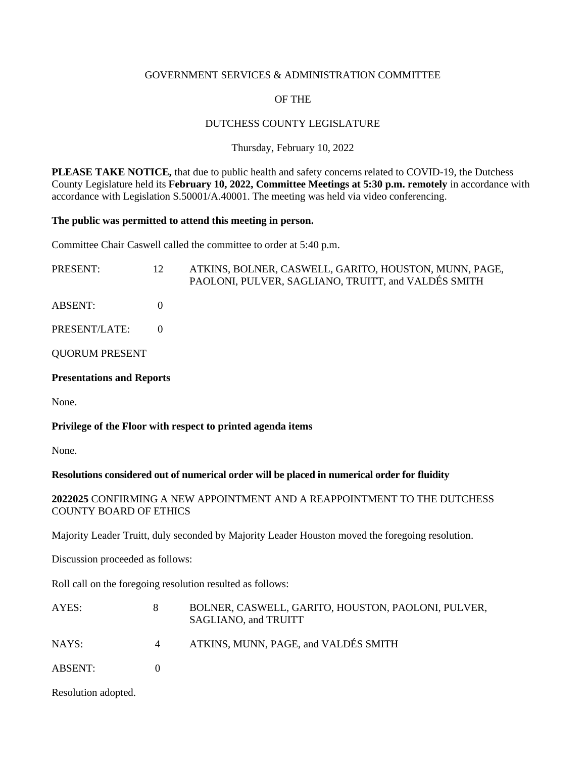GOVERNMENT SERVICES & ADMINISTRATION COMMITTEE

OF THE

DUTCHESS COUNTY LEGISLATURE

Thursday, February 10, 2022

**PLEASE TAKE NOTICE,** that due to public health and safety concerns related to COVID-19, the Dutchess County Legislature held its **February 10, 2022, Committee Meetings at 5:30 p.m. remotely** in accordance with accordance with Legislation S.50001/A.40001. The meeting was held via video conferencing.

**The public was permitted to attend this meeting in person.**

Committee Chair Caswell called the committee to order at 5:40 p.m.

| | | |
|---|---|---|
| PRESENT: | 12 | ATKINS, BOLNER, CASWELL, GARITO, HOUSTON, MUNN, PAGE, PAOLONI, PULVER, SAGLIANO, TRUITT, and VALDÉS SMITH |
| ABSENT: | 0 | |
| PRESENT/LATE: | 0 | |

QUORUM PRESENT

**Presentations and Reports**

None.

**Privilege of the Floor with respect to printed agenda items**

None.

**Resolutions considered out of numerical order will be placed in numerical order for fluidity**

**2022025** CONFIRMING A NEW APPOINTMENT AND A REAPPOINTMENT TO THE DUTCHESS COUNTY BOARD OF ETHICS

Majority Leader Truitt, duly seconded by Majority Leader Houston moved the foregoing resolution.

Discussion proceeded as follows:

Roll call on the foregoing resolution resulted as follows:

| | | |
|---|---|---|
| AYES: | 8 | BOLNER, CASWELL, GARITO, HOUSTON, PAOLONI, PULVER, SAGLIANO, and TRUITT |
| NAYS: | 4 | ATKINS, MUNN, PAGE, and VALDÉS SMITH |
| ABSENT: | 0 | |

Resolution adopted.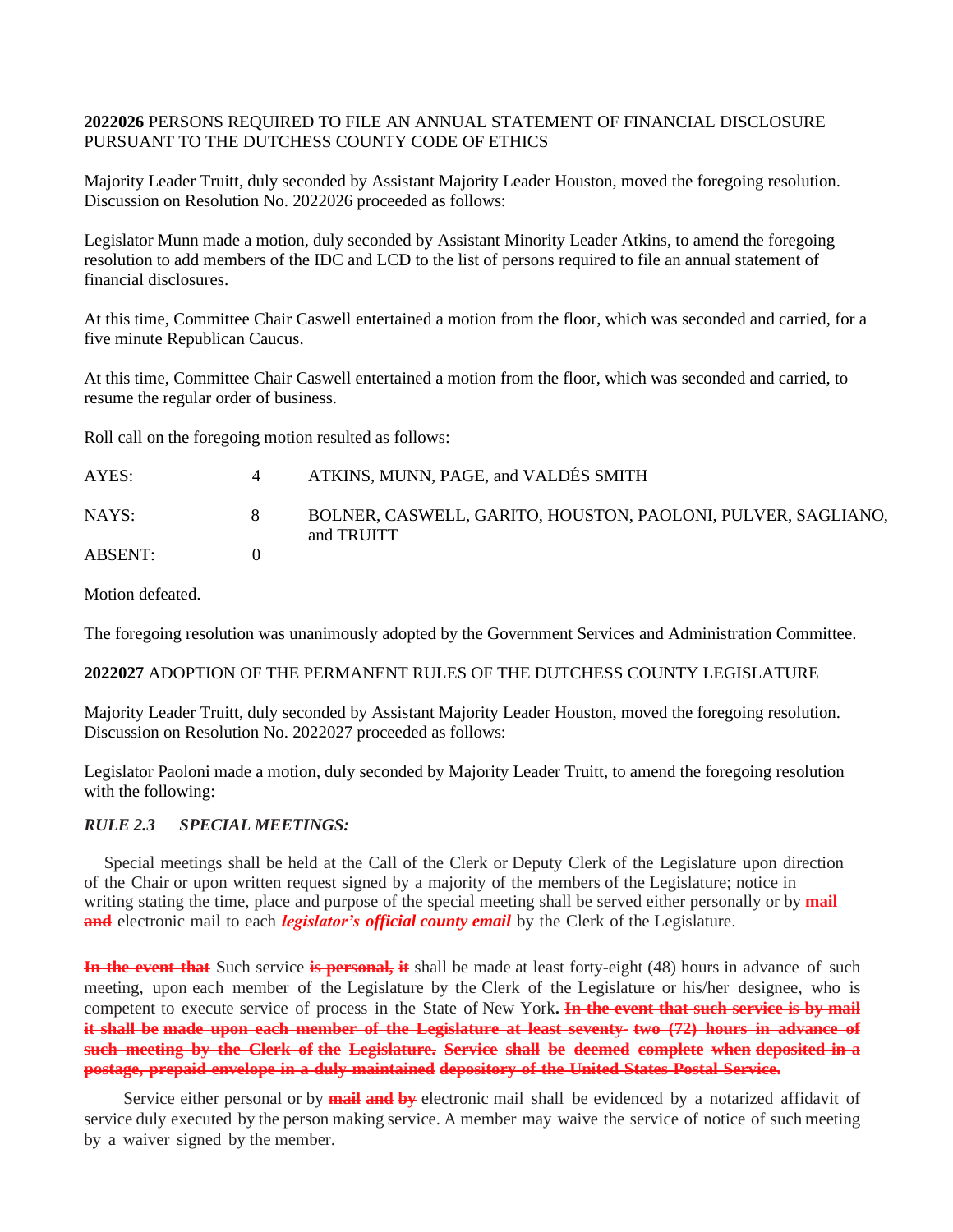**2022026** PERSONS REQUIRED TO FILE AN ANNUAL STATEMENT OF FINANCIAL DISCLOSURE PURSUANT TO THE DUTCHESS COUNTY CODE OF ETHICS

Majority Leader Truitt, duly seconded by Assistant Majority Leader Houston, moved the foregoing resolution. Discussion on Resolution No. 2022026 proceeded as follows:

Legislator Munn made a motion, duly seconded by Assistant Minority Leader Atkins, to amend the foregoing resolution to add members of the IDC and LCD to the list of persons required to file an annual statement of financial disclosures.

At this time, Committee Chair Caswell entertained a motion from the floor, which was seconded and carried, for a five minute Republican Caucus.

At this time, Committee Chair Caswell entertained a motion from the floor, which was seconded and carried, to resume the regular order of business.

Roll call on the foregoing motion resulted as follows:

| | | |
|---|---|---|
| AYES: | 4 | ATKINS, MUNN, PAGE, and VALDÉS SMITH |
| NAYS: | 8 | BOLNER, CASWELL, GARITO, HOUSTON, PAOLONI, PULVER, SAGLIANO, and TRUITT |
| ABSENT: | 0 | |

Motion defeated.

The foregoing resolution was unanimously adopted by the Government Services and Administration Committee.

**2022027** ADOPTION OF THE PERMANENT RULES OF THE DUTCHESS COUNTY LEGISLATURE

Majority Leader Truitt, duly seconded by Assistant Majority Leader Houston, moved the foregoing resolution. Discussion on Resolution No. 2022027 proceeded as follows:

Legislator Paoloni made a motion, duly seconded by Majority Leader Truitt, to amend the foregoing resolution with the following:

***RULE 2.3 SPECIAL MEETINGS:***

Special meetings shall be held at the Call of the Clerk or Deputy Clerk of the Legislature upon direction of the Chair or upon written request signed by a majority of the members of the Legislature; notice in writing stating the time, place and purpose of the special meeting shall be served either personally or by ~~**mail and**~~ electronic mail to each ***legislator's official county email*** by the Clerk of the Legislature.

~~**In the event that**~~ Such service ~~**is personal, it**~~ shall be made at least forty-eight (48) hours in advance of such meeting, upon each member of the Legislature by the Clerk of the Legislature or his/her designee, who is competent to execute service of process in the State of New York**.** ~~**In the event that such service is by mail it shall be made upon each member of the Legislature at least seventy- two (72) hours in advance of such meeting by the Clerk of the Legislature. Service shall be deemed complete when deposited in a postage, prepaid envelope in a duly maintained depository of the United States Postal Service.**~~

Service either personal or by ~~**mail and by**~~ electronic mail shall be evidenced by a notarized affidavit of service duly executed by the person making service. A member may waive the service of notice of such meeting by a waiver signed by the member.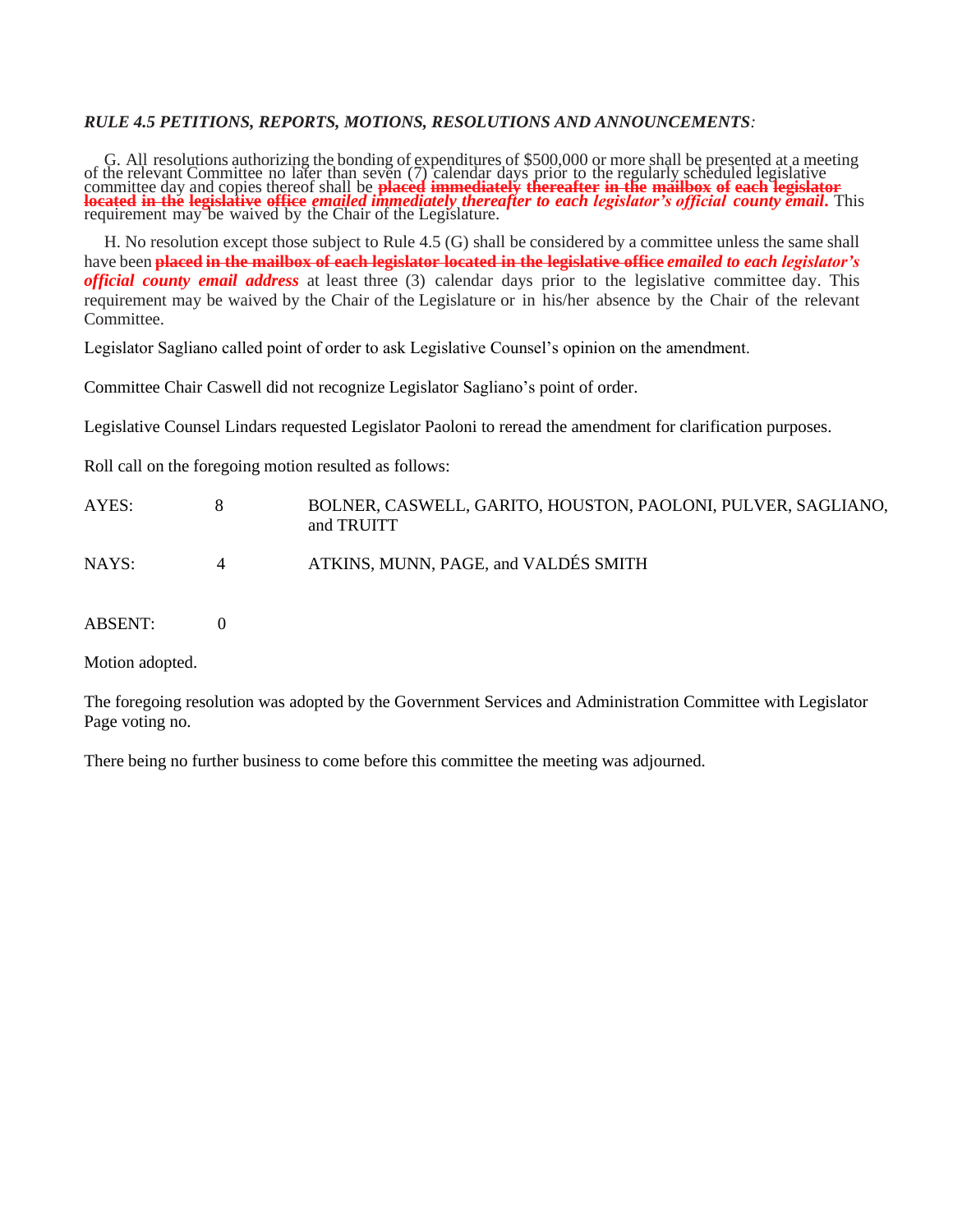***RULE 4.5 PETITIONS, REPORTS, MOTIONS, RESOLUTIONS AND ANNOUNCEMENTS:***

G. All resolutions authorizing the bonding of expenditures of $500,000 or more shall be presented at a meeting of the relevant Committee no later than seven (7) calendar days prior to the regularly scheduled legislative committee day and copies thereof shall be ~~**placed immediately thereafter in the mailbox of each legislator located in the legislative office**~~ ***emailed immediately thereafter to each legislator's official county email.*** This requirement may be waived by the Chair of the Legislature.

H. No resolution except those subject to Rule 4.5 (G) shall be considered by a committee unless the same shall have been ~~**placed in the mailbox of each legislator located in the legislative office**~~ ***emailed to each legislator's official county email address*** at least three (3) calendar days prior to the legislative committee day. This requirement may be waived by the Chair of the Legislature or in his/her absence by the Chair of the relevant Committee.

Legislator Sagliano called point of order to ask Legislative Counsel's opinion on the amendment.

Committee Chair Caswell did not recognize Legislator Sagliano's point of order.

Legislative Counsel Lindars requested Legislator Paoloni to reread the amendment for clarification purposes.

Roll call on the foregoing motion resulted as follows:

| | | |
|---|---|---|
| AYES: | 8 | BOLNER, CASWELL, GARITO, HOUSTON, PAOLONI, PULVER, SAGLIANO, and TRUITT |
| NAYS: | 4 | ATKINS, MUNN, PAGE, and VALDÉS SMITH |
| ABSENT: | 0 | |

Motion adopted.

The foregoing resolution was adopted by the Government Services and Administration Committee with Legislator Page voting no.

There being no further business to come before this committee the meeting was adjourned.